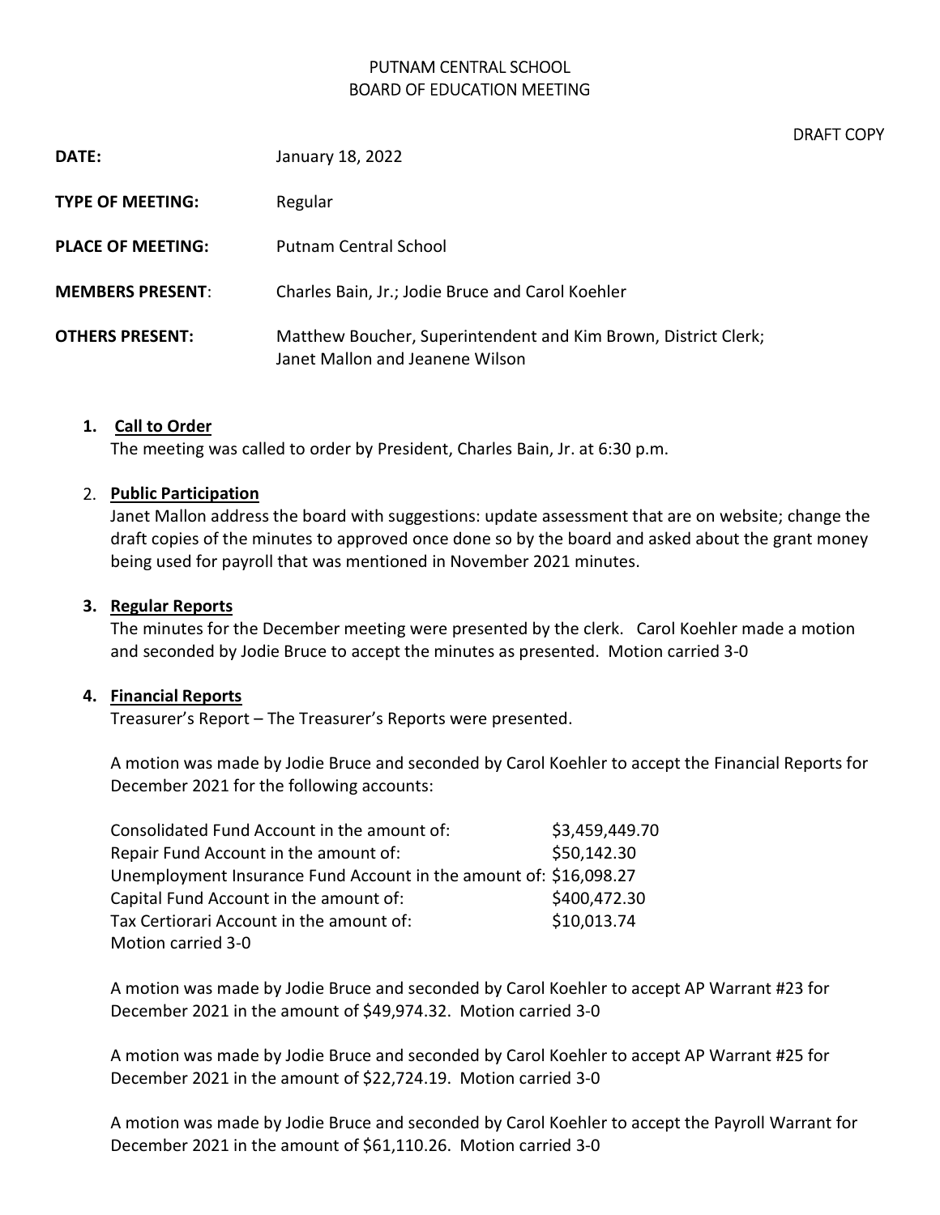# PUTNAM CENTRAL SCHOOL
## BOARD OF EDUCATION MEETING

DRAFT COPY

**DATE:** January 18, 2022

**TYPE OF MEETING:** Regular

**PLACE OF MEETING:** Putnam Central School

**MEMBERS PRESENT:** Charles Bain, Jr.; Jodie Bruce and Carol Koehler

**OTHERS PRESENT:** Matthew Boucher, Superintendent and Kim Brown, District Clerk; Janet Mallon and Jeanene Wilson

1. **Call to Order**
   The meeting was called to order by President, Charles Bain, Jr. at 6:30 p.m.

2. **Public Participation**
   Janet Mallon address the board with suggestions: update assessment that are on website; change the draft copies of the minutes to approved once done so by the board and asked about the grant money being used for payroll that was mentioned in November 2021 minutes.

3. **Regular Reports**
   The minutes for the December meeting were presented by the clerk. Carol Koehler made a motion and seconded by Jodie Bruce to accept the minutes as presented. Motion carried 3-0

4. **Financial Reports**
   Treasurer's Report – The Treasurer's Reports were presented.

   A motion was made by Jodie Bruce and seconded by Carol Koehler to accept the Financial Reports for December 2021 for the following accounts:

   | | |
   |---|---|
   | Consolidated Fund Account in the amount of: | $3,459,449.70 |
   | Repair Fund Account in the amount of: | $50,142.30 |
   | Unemployment Insurance Fund Account in the amount of: | $16,098.27 |
   | Capital Fund Account in the amount of: | $400,472.30 |
   | Tax Certiorari Account in the amount of: | $10,013.74 |

   Motion carried 3-0

   A motion was made by Jodie Bruce and seconded by Carol Koehler to accept AP Warrant #23 for December 2021 in the amount of $49,974.32. Motion carried 3-0

   A motion was made by Jodie Bruce and seconded by Carol Koehler to accept AP Warrant #25 for December 2021 in the amount of $22,724.19. Motion carried 3-0

   A motion was made by Jodie Bruce and seconded by Carol Koehler to accept the Payroll Warrant for December 2021 in the amount of $61,110.26. Motion carried 3-0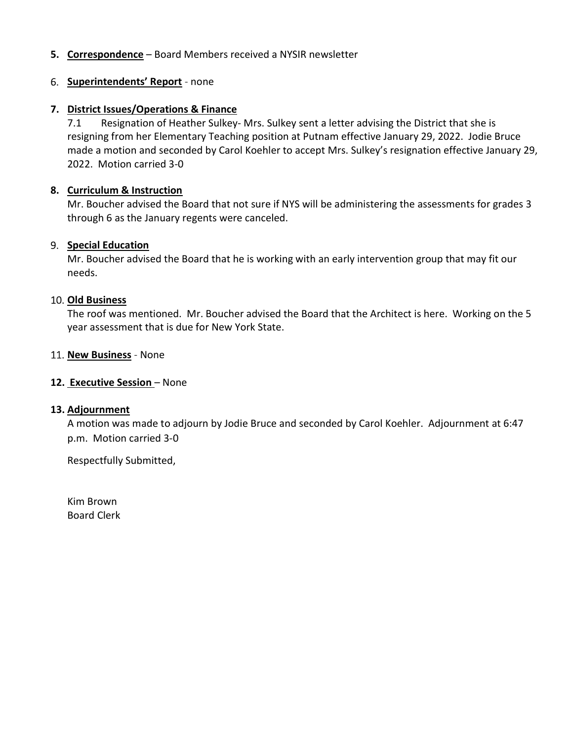**5. Correspondence** – Board Members received a NYSIR newsletter

6. **Superintendents' Report** - none

**7. District Issues/Operations & Finance**

7.1 Resignation of Heather Sulkey- Mrs. Sulkey sent a letter advising the District that she is resigning from her Elementary Teaching position at Putnam effective January 29, 2022. Jodie Bruce made a motion and seconded by Carol Koehler to accept Mrs. Sulkey's resignation effective January 29, 2022. Motion carried 3-0

**8. Curriculum & Instruction**

Mr. Boucher advised the Board that not sure if NYS will be administering the assessments for grades 3 through 6 as the January regents were canceled.

9. **Special Education**

Mr. Boucher advised the Board that he is working with an early intervention group that may fit our needs.

10. **Old Business**

The roof was mentioned. Mr. Boucher advised the Board that the Architect is here. Working on the 5 year assessment that is due for New York State.

11. **New Business** - None

**12. Executive Session** – None

**13. Adjournment**

A motion was made to adjourn by Jodie Bruce and seconded by Carol Koehler. Adjournment at 6:47 p.m. Motion carried 3-0

Respectfully Submitted,

Kim Brown
Board Clerk